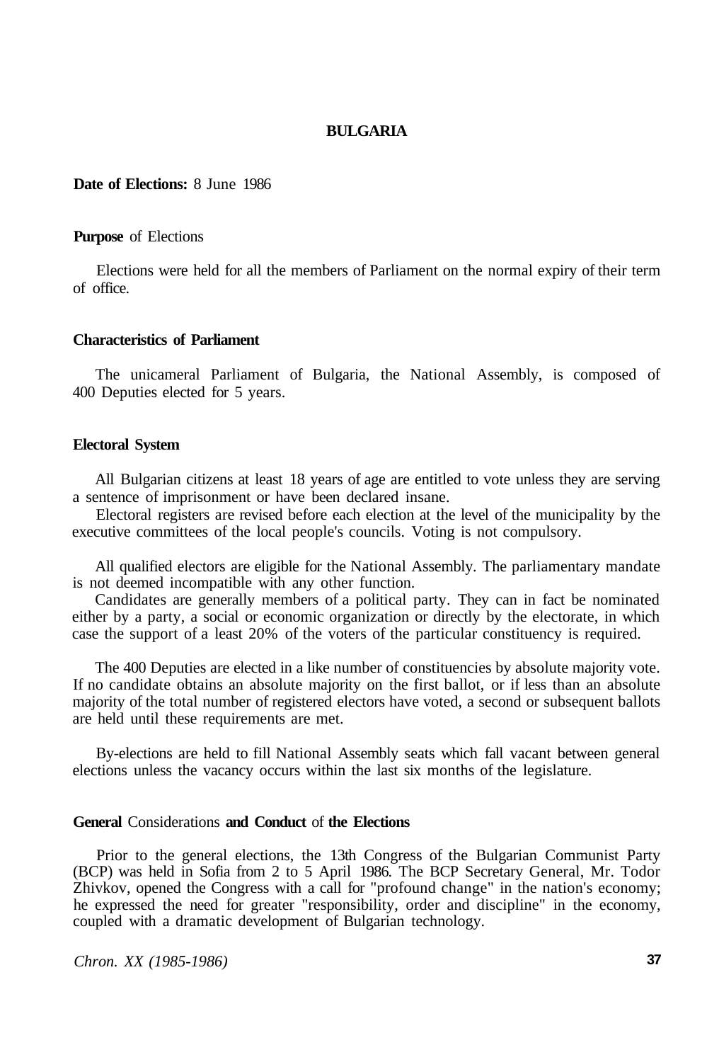# BULGARIA

**Date of Elections:** 8 June 1986

## Purpose of Elections

Elections were held for all the members of Parliament on the normal expiry of their term of office.

## Characteristics of Parliament

The unicameral Parliament of Bulgaria, the National Assembly, is composed of 400 Deputies elected for 5 years.

## Electoral System

All Bulgarian citizens at least 18 years of age are entitled to vote unless they are serving a sentence of imprisonment or have been declared insane.

Electoral registers are revised before each election at the level of the municipality by the executive committees of the local people's councils. Voting is not compulsory.

All qualified electors are eligible for the National Assembly. The parliamentary mandate is not deemed incompatible with any other function.

Candidates are generally members of a political party. They can in fact be nominated either by a party, a social or economic organization or directly by the electorate, in which case the support of a least 20% of the voters of the particular constituency is required.

The 400 Deputies are elected in a like number of constituencies by absolute majority vote. If no candidate obtains an absolute majority on the first ballot, or if less than an absolute majority of the total number of registered electors have voted, a second or subsequent ballots are held until these requirements are met.

By-elections are held to fill National Assembly seats which fall vacant between general elections unless the vacancy occurs within the last six months of the legislature.

## General Considerations and Conduct of the Elections

Prior to the general elections, the 13th Congress of the Bulgarian Communist Party (BCP) was held in Sofia from 2 to 5 April 1986. The BCP Secretary General, Mr. Todor Zhivkov, opened the Congress with a call for "profound change" in the nation's economy; he expressed the need for greater "responsibility, order and discipline" in the economy, coupled with a dramatic development of Bulgarian technology.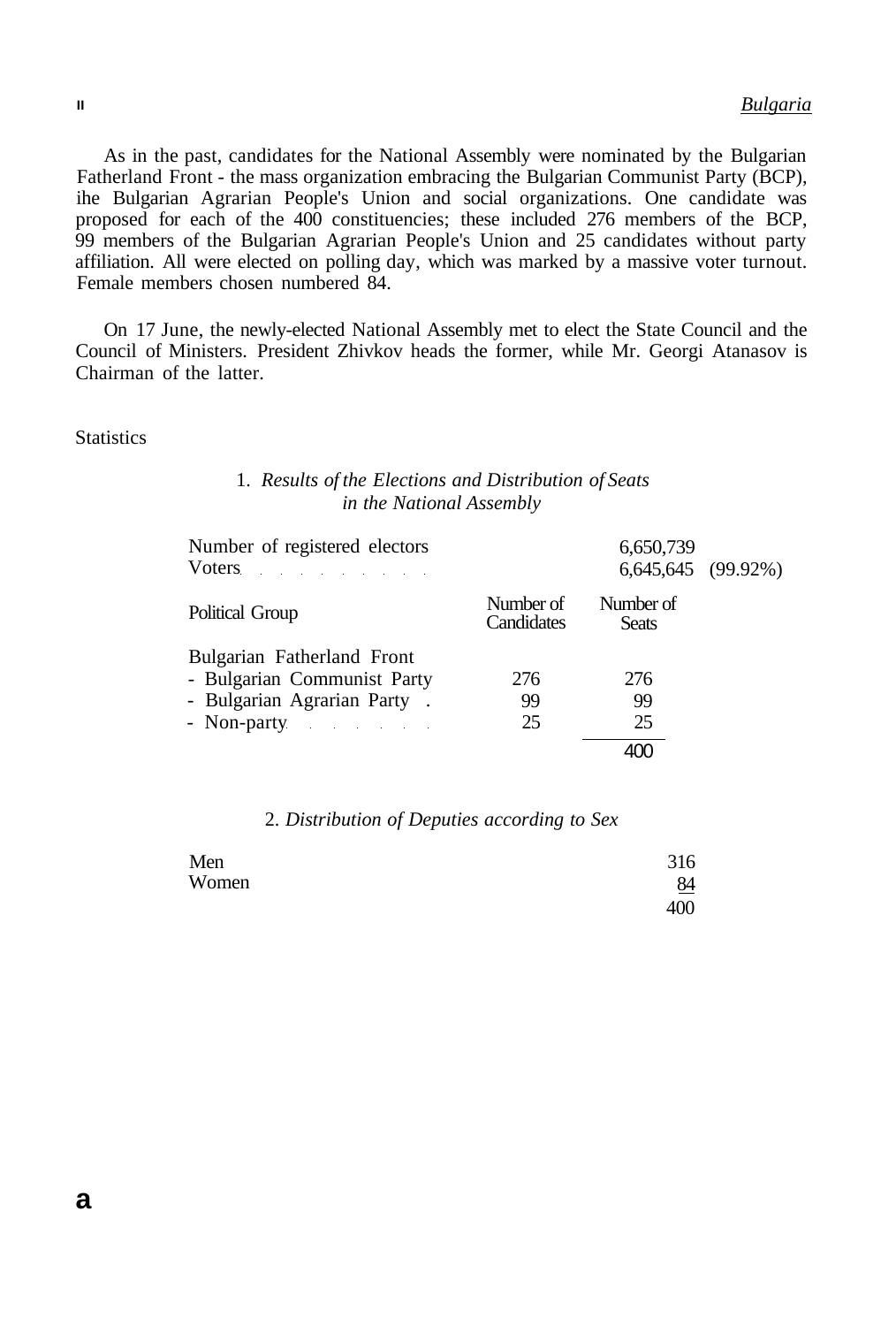As in the past, candidates for the National Assembly were nominated by the Bulgarian Fatherland Front - the mass organization embracing the Bulgarian Communist Party (BCP), ihe Bulgarian Agrarian People's Union and social organizations. One candidate was proposed for each of the 400 constituencies; these included 276 members of the BCP, 99 members of the Bulgarian Agrarian People's Union and 25 candidates without party affiliation. All were elected on polling day, which was marked by a massive voter turnout. Female members chosen numbered 84.

On 17 June, the newly-elected National Assembly met to elect the State Council and the Council of Ministers. President Zhivkov heads the former, while Mr. Georgi Atanasov is Chairman of the latter.

Statistics

### 1. *Results of the Elections and Distribution of Seats in the National Assembly*

| | | |
|---|---|---|
| Number of registered electors | | 6,650,739 |
| Voters | | 6,645,645 (99.92%) |

| Political Group | Number of Candidates | Number of Seats |
|---|---|---|
| Bulgarian Fatherland Front | | |
| - Bulgarian Communist Party | 276 | 276 |
| - Bulgarian Agrarian Party | 99 | 99 |
| - Non-party | 25 | 25 |
| | | 400 |

### 2. *Distribution of Deputies according to Sex*

| | |
|---|---|
| Men | 316 |
| Women | 84 |
| | 400 |